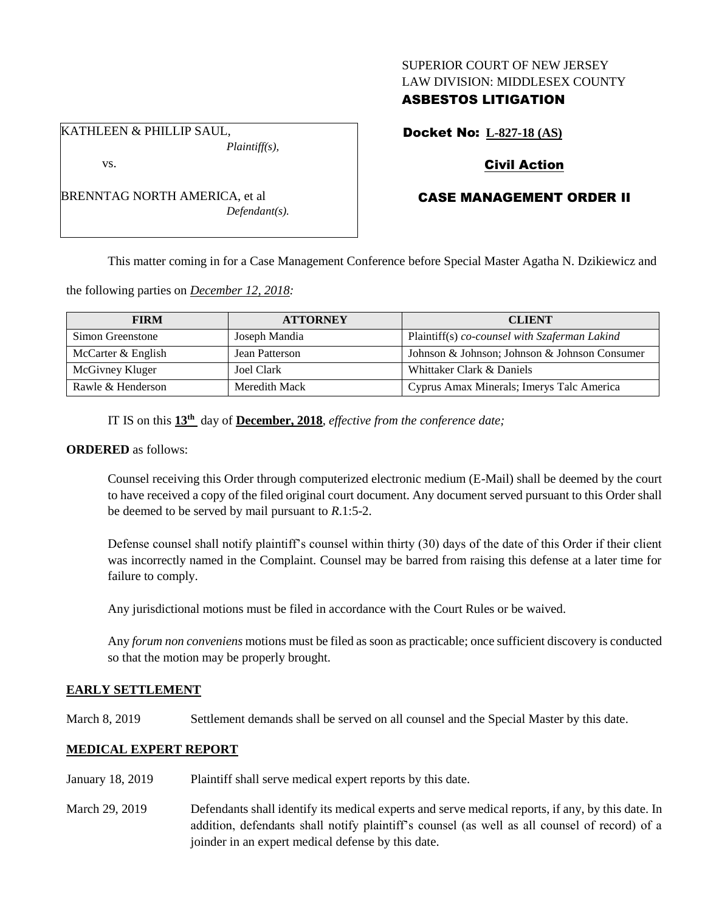SUPERIOR COURT OF NEW JERSEY
LAW DIVISION: MIDDLESEX COUNTY
**ASBESTOS LITIGATION**

KATHLEEN & PHILLIP SAUL,
*Plaintiff(s),*

vs.

BRENNTAG NORTH AMERICA, et al
*Defendant(s).*

**Docket No: L-827-18 (AS)**

**Civil Action**

**CASE MANAGEMENT ORDER II**

This matter coming in for a Case Management Conference before Special Master Agatha N. Dzikiewicz and the following parties on *December 12, 2018:*

| FIRM | ATTORNEY | CLIENT |
|---|---|---|
| Simon Greenstone | Joseph Mandia | Plaintiff(s) *co-counsel with Szaferman Lakind* |
| McCarter & English | Jean Patterson | Johnson & Johnson; Johnson & Johnson Consumer |
| McGivney Kluger | Joel Clark | Whittaker Clark & Daniels |
| Rawle & Henderson | Meredith Mack | Cyprus Amax Minerals; Imerys Talc America |

IT IS on this **13th** day of **December, 2018**, *effective from the conference date;*

**ORDERED** as follows:

Counsel receiving this Order through computerized electronic medium (E-Mail) shall be deemed by the court to have received a copy of the filed original court document. Any document served pursuant to this Order shall be deemed to be served by mail pursuant to *R*.1:5-2.

Defense counsel shall notify plaintiff's counsel within thirty (30) days of the date of this Order if their client was incorrectly named in the Complaint. Counsel may be barred from raising this defense at a later time for failure to comply.

Any jurisdictional motions must be filed in accordance with the Court Rules or be waived.

Any *forum non conveniens* motions must be filed as soon as practicable; once sufficient discovery is conducted so that the motion may be properly brought.

**EARLY SETTLEMENT**

March 8, 2019 — Settlement demands shall be served on all counsel and the Special Master by this date.

**MEDICAL EXPERT REPORT**

January 18, 2019 — Plaintiff shall serve medical expert reports by this date.

March 29, 2019 — Defendants shall identify its medical experts and serve medical reports, if any, by this date. In addition, defendants shall notify plaintiff's counsel (as well as all counsel of record) of a joinder in an expert medical defense by this date.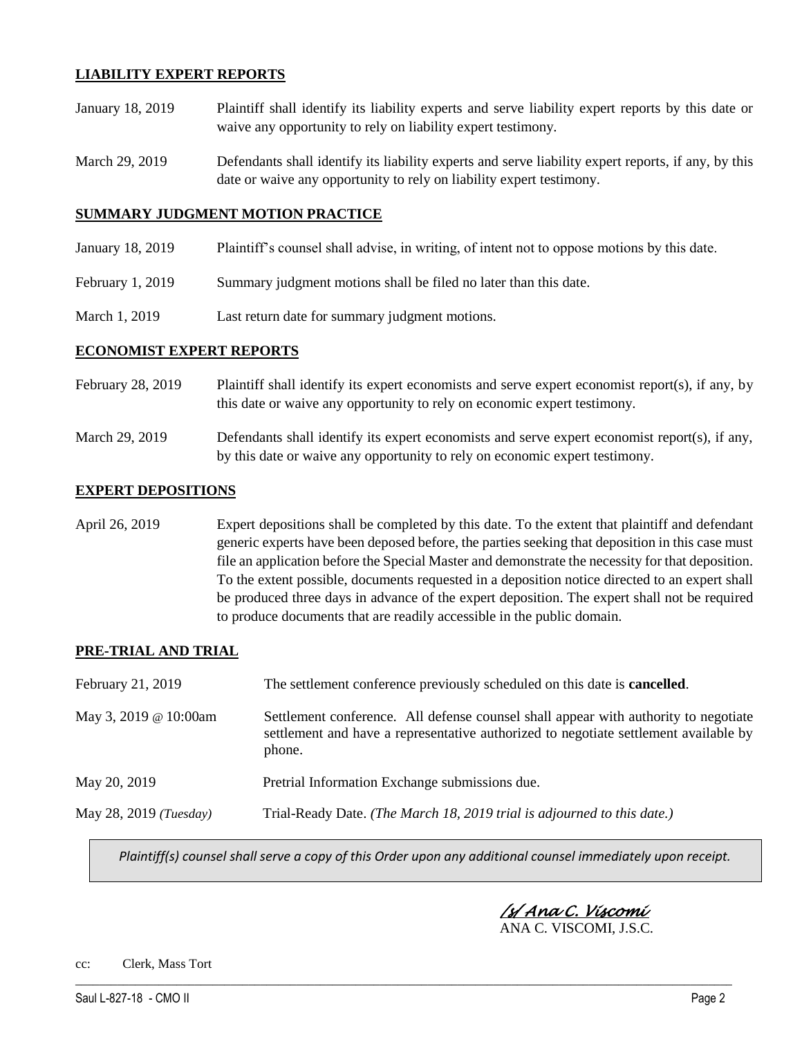## LIABILITY EXPERT REPORTS

| | |
|---|---|
| January 18, 2019 | Plaintiff shall identify its liability experts and serve liability expert reports by this date or waive any opportunity to rely on liability expert testimony. |
| March 29, 2019 | Defendants shall identify its liability experts and serve liability expert reports, if any, by this date or waive any opportunity to rely on liability expert testimony. |

## SUMMARY JUDGMENT MOTION PRACTICE

| | |
|---|---|
| January 18, 2019 | Plaintiff's counsel shall advise, in writing, of intent not to oppose motions by this date. |
| February 1, 2019 | Summary judgment motions shall be filed no later than this date. |
| March 1, 2019 | Last return date for summary judgment motions. |

## ECONOMIST EXPERT REPORTS

| | |
|---|---|
| February 28, 2019 | Plaintiff shall identify its expert economists and serve expert economist report(s), if any, by this date or waive any opportunity to rely on economic expert testimony. |
| March 29, 2019 | Defendants shall identify its expert economists and serve expert economist report(s), if any, by this date or waive any opportunity to rely on economic expert testimony. |

## EXPERT DEPOSITIONS

| | |
|---|---|
| April 26, 2019 | Expert depositions shall be completed by this date. To the extent that plaintiff and defendant generic experts have been deposed before, the parties seeking that deposition in this case must file an application before the Special Master and demonstrate the necessity for that deposition. To the extent possible, documents requested in a deposition notice directed to an expert shall be produced three days in advance of the expert deposition. The expert shall not be required to produce documents that are readily accessible in the public domain. |

## PRE-TRIAL AND TRIAL

| | |
|---|---|
| February 21, 2019 | The settlement conference previously scheduled on this date is **cancelled**. |
| May 3, 2019 @ 10:00am | Settlement conference. All defense counsel shall appear with authority to negotiate settlement and have a representative authorized to negotiate settlement available by phone. |
| May 20, 2019 | Pretrial Information Exchange submissions due. |
| May 28, 2019 *(Tuesday)* | Trial-Ready Date. *(The March 18, 2019 trial is adjourned to this date.)* |

*Plaintiff(s) counsel shall serve a copy of this Order upon any additional counsel immediately upon receipt.*

/s/ Ana C. Viscomi
ANA C. VISCOMI, J.S.C.

cc: Clerk, Mass Tort

Saul L-827-18 - CMO II